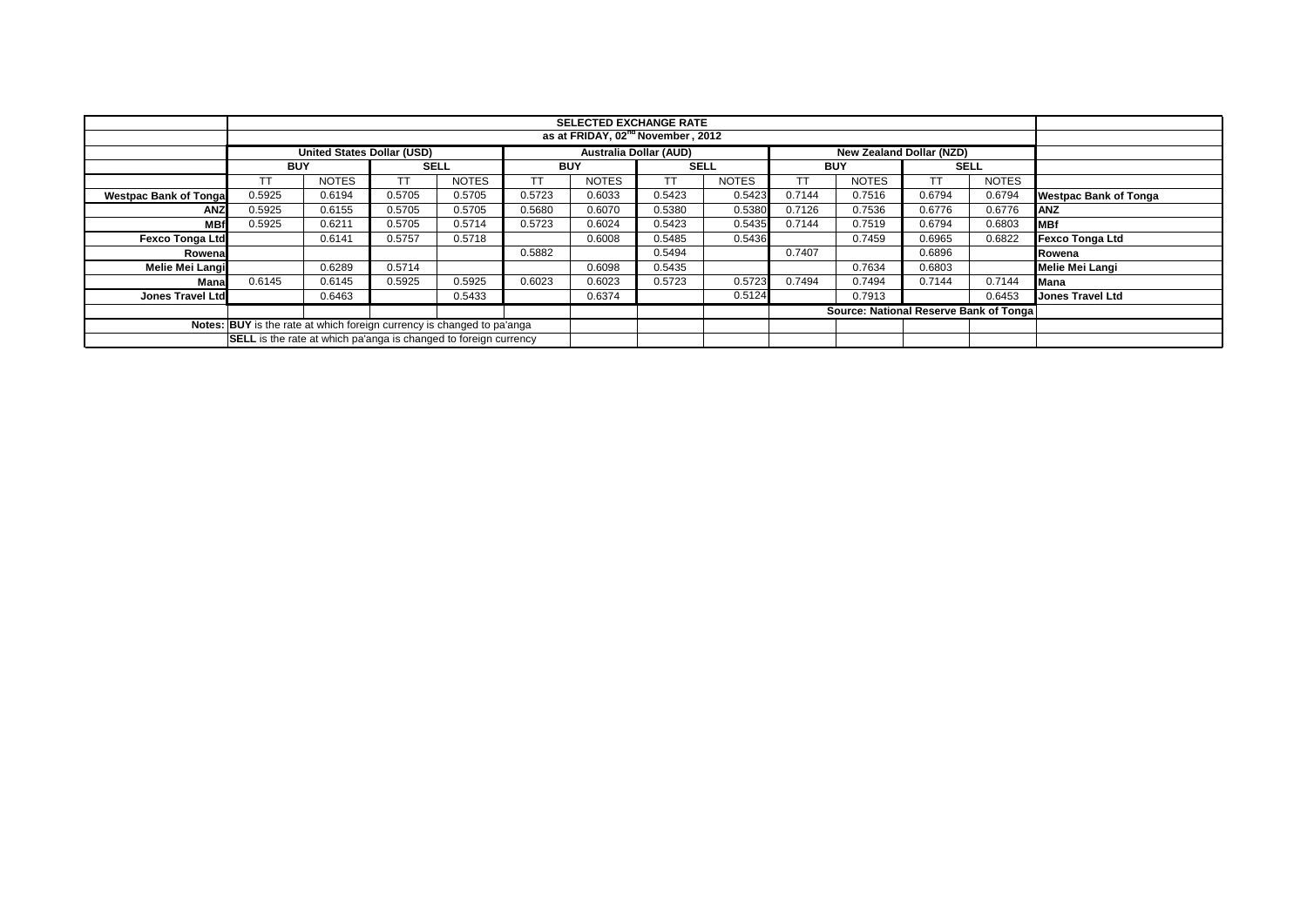| | SELECTED EXCHANGE RATE | | | | | | | | | | | | |
|---|---|---|---|---|---|---|---|---|---|---|---|---|---|
| | as at FRIDAY, 02nd November, 2012 | | | | | | | | | | | | |
| | United States Dollar (USD) | | | | Australia Dollar (AUD) | | | | New Zealand Dollar (NZD) | | | | |
| | BUY | | SELL | | BUY | | SELL | | BUY | | SELL | | |
| | TT | NOTES | TT | NOTES | TT | NOTES | TT | NOTES | TT | NOTES | TT | NOTES | |
| **Westpac Bank of Tonga** | 0.5925 | 0.6194 | 0.5705 | 0.5705 | 0.5723 | 0.6033 | 0.5423 | 0.5423 | 0.7144 | 0.7516 | 0.6794 | 0.6794 | **Westpac Bank of Tonga** |
| **ANZ** | 0.5925 | 0.6155 | 0.5705 | 0.5705 | 0.5680 | 0.6070 | 0.5380 | 0.5380 | 0.7126 | 0.7536 | 0.6776 | 0.6776 | **ANZ** |
| **MBf** | 0.5925 | 0.6211 | 0.5705 | 0.5714 | 0.5723 | 0.6024 | 0.5423 | 0.5435 | 0.7144 | 0.7519 | 0.6794 | 0.6803 | **MBf** |
| **Fexco Tonga Ltd** | | 0.6141 | 0.5757 | 0.5718 | | 0.6008 | 0.5485 | 0.5436 | | 0.7459 | 0.6965 | 0.6822 | **Fexco Tonga Ltd** |
| **Rowena** | | | | | 0.5882 | | 0.5494 | | 0.7407 | | 0.6896 | | **Rowena** |
| **Melie Mei Langi** | | 0.6289 | 0.5714 | | | 0.6098 | 0.5435 | | | 0.7634 | 0.6803 | | **Melie Mei Langi** |
| **Mana** | 0.6145 | 0.6145 | 0.5925 | 0.5925 | 0.6023 | 0.6023 | 0.5723 | 0.5723 | 0.7494 | 0.7494 | 0.7144 | 0.7144 | **Mana** |
| **Jones Travel Ltd** | | 0.6463 | | 0.5433 | | 0.6374 | | 0.5124 | | 0.7913 | | 0.6453 | **Jones Travel Ltd** |
| | | | | | | | | | **Source: National Reserve Bank of Tonga** | | | | |

**Notes:** **BUY** is the rate at which foreign currency is changed to pa'anga

**SELL** is the rate at which pa'anga is changed to foreign currency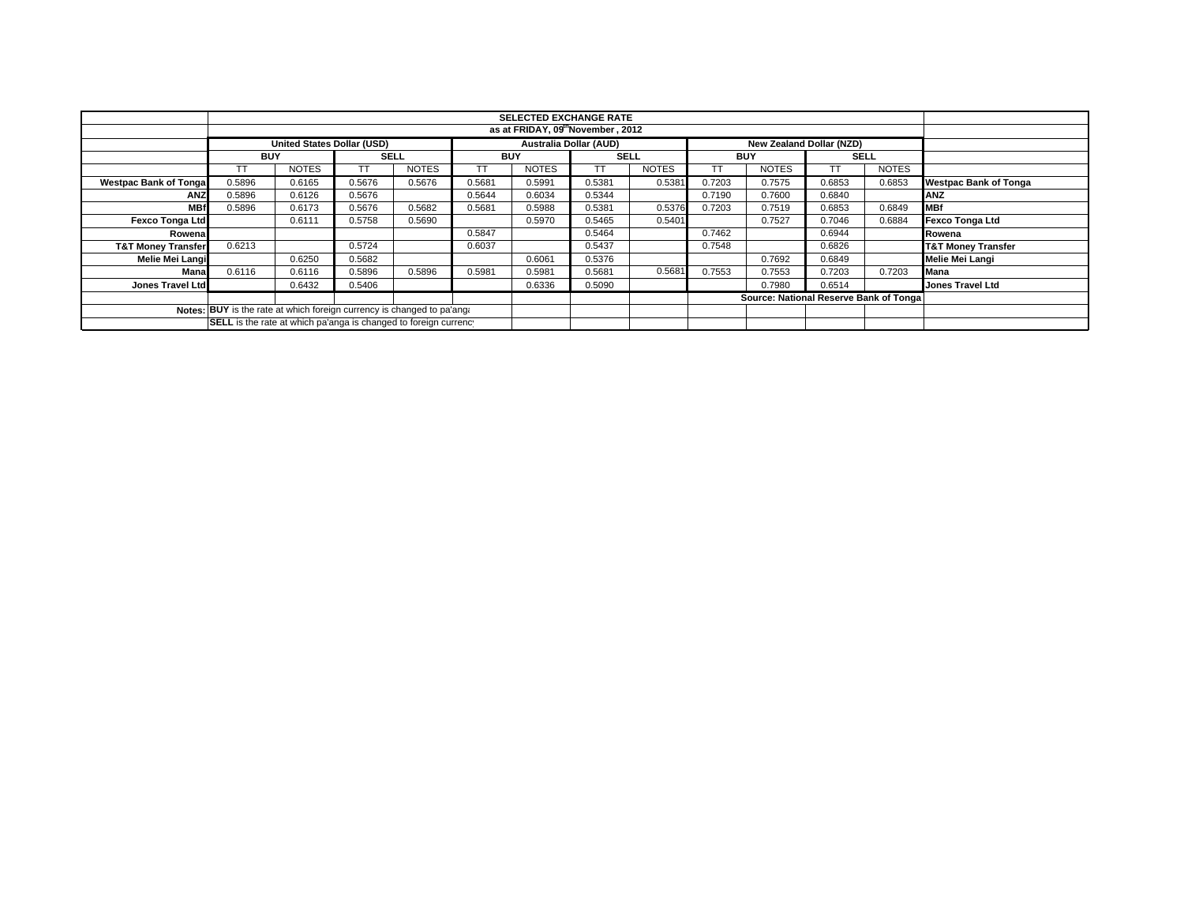| | SELECTED EXCHANGE RATE | | | | | | | | | | | | |
|---|---|---|---|---|---|---|---|---|---|---|---|---|---|
| | as at FRIDAY, 09th November , 2012 | | | | | | | | | | | | |
| | United States Dollar (USD) | | | | Australia Dollar (AUD) | | | | New Zealand Dollar (NZD) | | | | |
| | BUY | | SELL | | BUY | | SELL | | BUY | | SELL | | |
| | TT | NOTES | TT | NOTES | TT | NOTES | TT | NOTES | TT | NOTES | TT | NOTES | |
| Westpac Bank of Tonga | 0.5896 | 0.6165 | 0.5676 | 0.5676 | 0.5681 | 0.5991 | 0.5381 | 0.5381 | 0.7203 | 0.7575 | 0.6853 | 0.6853 | Westpac Bank of Tonga |
| ANZ | 0.5896 | 0.6126 | 0.5676 | | 0.5644 | 0.6034 | 0.5344 | | 0.7190 | 0.7600 | 0.6840 | | ANZ |
| MBf | 0.5896 | 0.6173 | 0.5676 | 0.5682 | 0.5681 | 0.5988 | 0.5381 | 0.5376 | 0.7203 | 0.7519 | 0.6853 | 0.6849 | MBf |
| Fexco Tonga Ltd | | 0.6111 | 0.5758 | 0.5690 | | 0.5970 | 0.5465 | 0.5401 | | 0.7527 | 0.7046 | 0.6884 | Fexco Tonga Ltd |
| Rowena | | | | | 0.5847 | | 0.5464 | | 0.7462 | | 0.6944 | | Rowena |
| T&T Money Transfer | 0.6213 | | 0.5724 | | 0.6037 | | 0.5437 | | 0.7548 | | 0.6826 | | T&T Money Transfer |
| Melie Mei Langi | | 0.6250 | 0.5682 | | | 0.6061 | 0.5376 | | | 0.7692 | 0.6849 | | Melie Mei Langi |
| Mana | 0.6116 | 0.6116 | 0.5896 | 0.5896 | 0.5981 | 0.5981 | 0.5681 | 0.5681 | 0.7553 | 0.7553 | 0.7203 | 0.7203 | Mana |
| Jones Travel Ltd | | 0.6432 | 0.5406 | | | 0.6336 | 0.5090 | | | 0.7980 | 0.6514 | | Jones Travel Ltd |
| | | | | | | | | | Source: National Reserve Bank of Tonga | | | | |
| Notes: | BUY is the rate at which foreign currency is changed to pa'anga | | | | | | | | | | | | |
| | SELL is the rate at which pa'anga is changed to foreign currency | | | | | | | | | | | | |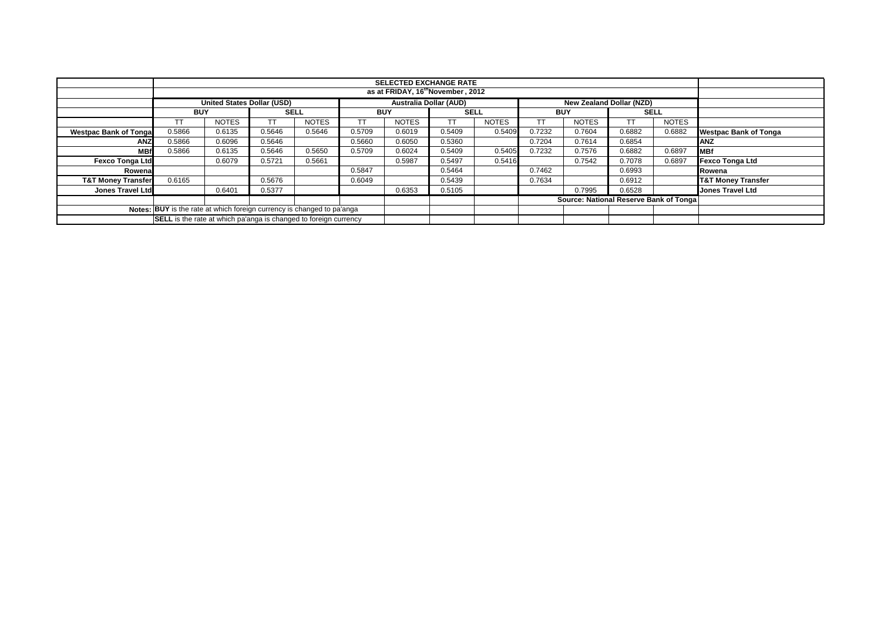| | SELECTED EXCHANGE RATE | | | | | | | | | | | | |
|---|---|---|---|---|---|---|---|---|---|---|---|---|---|
| | as at FRIDAY, 16th November , 2012 | | | | | | | | | | | | |
| | United States Dollar (USD) | | | | Australia Dollar (AUD) | | | | New Zealand Dollar (NZD) | | | | |
| | BUY | | SELL | | BUY | | SELL | | BUY | | SELL | | |
| | TT | NOTES | TT | NOTES | TT | NOTES | TT | NOTES | TT | NOTES | TT | NOTES | |
| **Westpac Bank of Tonga** | 0.5866 | 0.6135 | 0.5646 | 0.5646 | 0.5709 | 0.6019 | 0.5409 | 0.5409 | 0.7232 | 0.7604 | 0.6882 | 0.6882 | **Westpac Bank of Tonga** |
| **ANZ** | 0.5866 | 0.6096 | 0.5646 | | 0.5660 | 0.6050 | 0.5360 | | 0.7204 | 0.7614 | 0.6854 | | **ANZ** |
| **MBf** | 0.5866 | 0.6135 | 0.5646 | 0.5650 | 0.5709 | 0.6024 | 0.5409 | 0.5405 | 0.7232 | 0.7576 | 0.6882 | 0.6897 | **MBf** |
| **Fexco Tonga Ltd** | | 0.6079 | 0.5721 | 0.5661 | | 0.5987 | 0.5497 | 0.5416 | | 0.7542 | 0.7078 | 0.6897 | **Fexco Tonga Ltd** |
| **Rowena** | | | | | 0.5847 | | 0.5464 | | 0.7462 | | 0.6993 | | **Rowena** |
| **T&T Money Transfer** | 0.6165 | | 0.5676 | | 0.6049 | | 0.5439 | | 0.7634 | | 0.6912 | | **T&T Money Transfer** |
| **Jones Travel Ltd** | | 0.6401 | 0.5377 | | | 0.6353 | 0.5105 | | | 0.7995 | 0.6528 | | **Jones Travel Ltd** |
| | | | | | | | | | **Source: National Reserve Bank of Tonga** | | | | |
| **Notes:** | **BUY** is the rate at which foreign currency is changed to pa'anga | | | | | | | | | | | | |
| | **SELL** is the rate at which pa'anga is changed to foreign currency | | | | | | | | | | | | |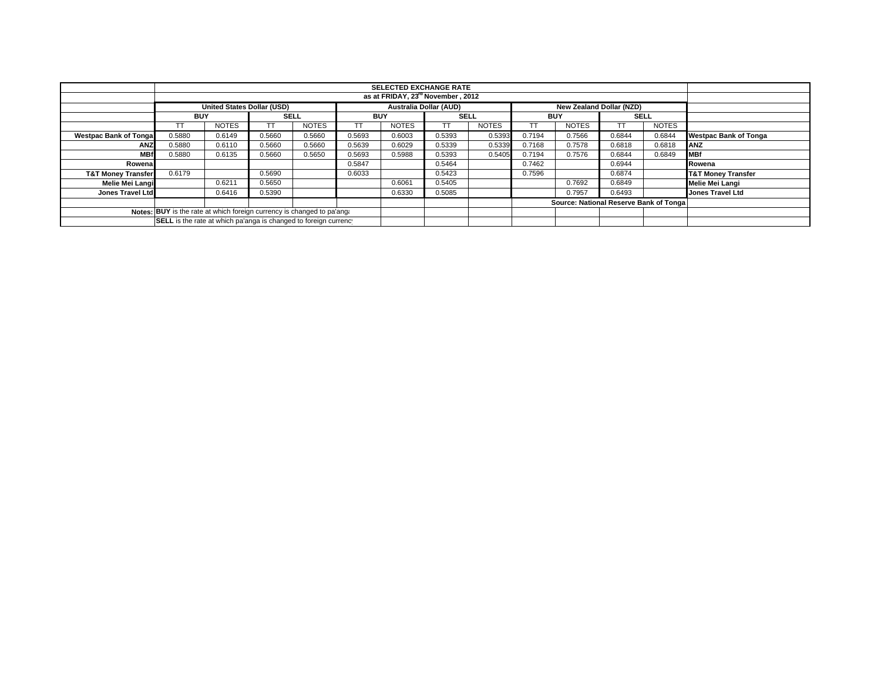**SELECTED EXCHANGE RATE**

**as at FRIDAY, 23rd November , 2012**

| | United States Dollar (USD) | | | | Australia Dollar (AUD) | | | | New Zealand Dollar (NZD) | | | | |
|---|---|---|---|---|---|---|---|---|---|---|---|---|---|
| | BUY | | SELL | | BUY | | SELL | | BUY | | SELL | | |
| | TT | NOTES | TT | NOTES | TT | NOTES | TT | NOTES | TT | NOTES | TT | NOTES | |
| **Westpac Bank of Tonga** | 0.5880 | 0.6149 | 0.5660 | 0.5660 | 0.5693 | 0.6003 | 0.5393 | 0.5393 | 0.7194 | 0.7566 | 0.6844 | 0.6844 | **Westpac Bank of Tonga** |
| **ANZ** | 0.5880 | 0.6110 | 0.5660 | 0.5660 | 0.5639 | 0.6029 | 0.5339 | 0.5339 | 0.7168 | 0.7578 | 0.6818 | 0.6818 | **ANZ** |
| **MBf** | 0.5880 | 0.6135 | 0.5660 | 0.5650 | 0.5693 | 0.5988 | 0.5393 | 0.5405 | 0.7194 | 0.7576 | 0.6844 | 0.6849 | **MBf** |
| **Rowena** | | | | | 0.5847 | | 0.5464 | | 0.7462 | | 0.6944 | | **Rowena** |
| **T&T Money Transfer** | 0.6179 | | 0.5690 | | 0.6033 | | 0.5423 | | 0.7596 | | 0.6874 | | **T&T Money Transfer** |
| **Melie Mei Langi** | | 0.6211 | 0.5650 | | | 0.6061 | 0.5405 | | | 0.7692 | 0.6849 | | **Melie Mei Langi** |
| **Jones Travel Ltd** | | 0.6416 | 0.5390 | | | 0.6330 | 0.5085 | | | 0.7957 | 0.6493 | | **Jones Travel Ltd** |

**Source: National Reserve Bank of Tonga**

**Notes:** **BUY** is the rate at which foreign currency is changed to pa'anga

**SELL** is the rate at which pa'anga is changed to foreign currency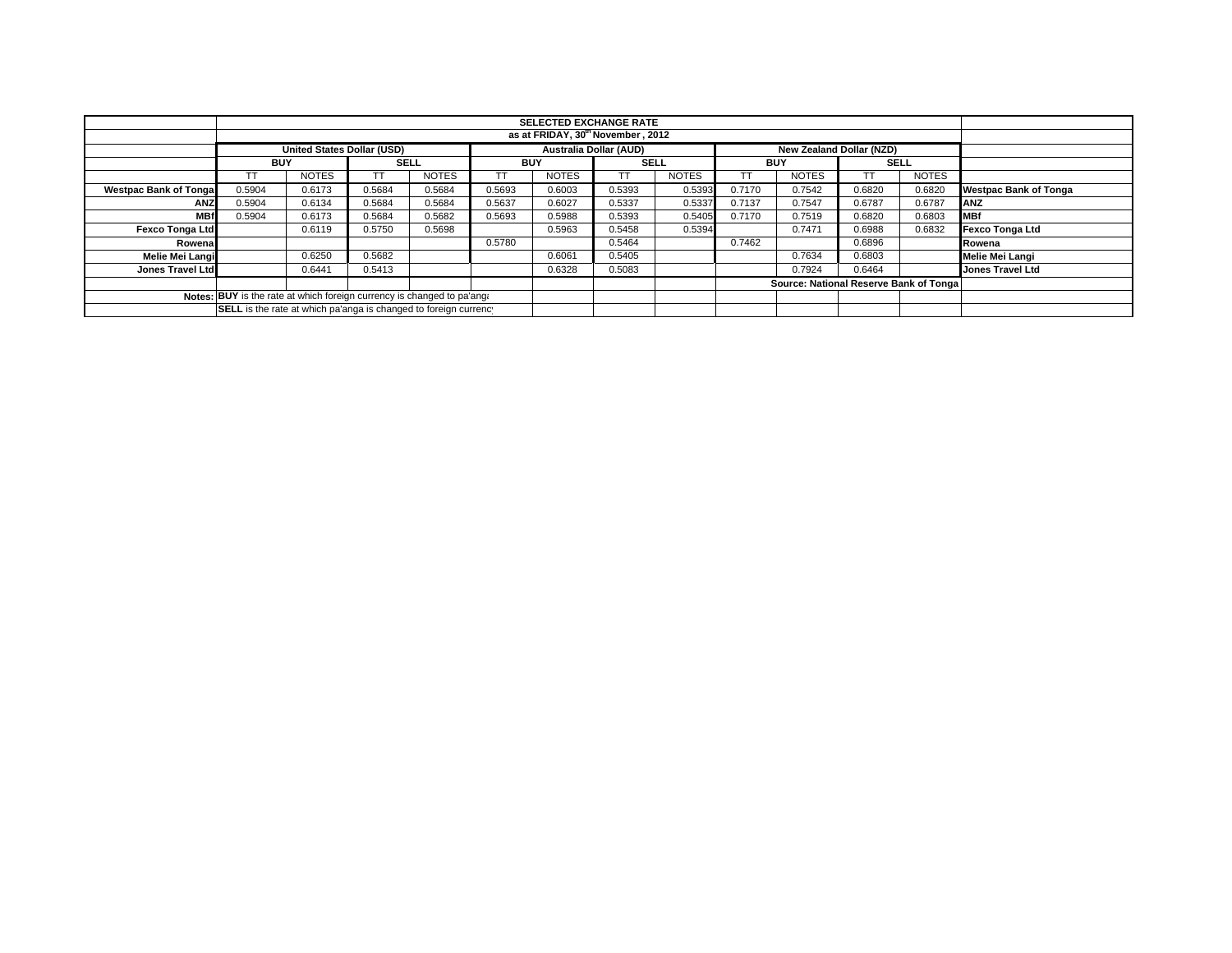| | SELECTED EXCHANGE RATE | | | | | | | | | | | | |
|---|---|---|---|---|---|---|---|---|---|---|---|---|---|
| | as at FRIDAY, 30th November , 2012 | | | | | | | | | | | | |
| | United States Dollar (USD) | | | | Australia Dollar (AUD) | | | | New Zealand Dollar (NZD) | | | | |
| | BUY | | SELL | | BUY | | SELL | | BUY | | SELL | | |
| | TT | NOTES | TT | NOTES | TT | NOTES | TT | NOTES | TT | NOTES | TT | NOTES | |
| **Westpac Bank of Tonga** | 0.5904 | 0.6173 | 0.5684 | 0.5684 | 0.5693 | 0.6003 | 0.5393 | 0.5393 | 0.7170 | 0.7542 | 0.6820 | 0.6820 | **Westpac Bank of Tonga** |
| **ANZ** | 0.5904 | 0.6134 | 0.5684 | 0.5684 | 0.5637 | 0.6027 | 0.5337 | 0.5337 | 0.7137 | 0.7547 | 0.6787 | 0.6787 | **ANZ** |
| **MBf** | 0.5904 | 0.6173 | 0.5684 | 0.5682 | 0.5693 | 0.5988 | 0.5393 | 0.5405 | 0.7170 | 0.7519 | 0.6820 | 0.6803 | **MBf** |
| **Fexco Tonga Ltd** | | 0.6119 | 0.5750 | 0.5698 | | 0.5963 | 0.5458 | 0.5394 | | 0.7471 | 0.6988 | 0.6832 | **Fexco Tonga Ltd** |
| **Rowena** | | | | | 0.5780 | | 0.5464 | | 0.7462 | | 0.6896 | | **Rowena** |
| **Melie Mei Langi** | | 0.6250 | 0.5682 | | | 0.6061 | 0.5405 | | | 0.7634 | 0.6803 | | **Melie Mei Langi** |
| **Jones Travel Ltd** | | 0.6441 | 0.5413 | | | 0.6328 | 0.5083 | | | 0.7924 | 0.6464 | | **Jones Travel Ltd** |
| | | | | | | | | | **Source: National Reserve Bank of Tonga** | | | | |
| **Notes:** | **BUY** is the rate at which foreign currency is changed to pa'anga | | | | | | | | | | | | |
| | **SELL** is the rate at which pa'anga is changed to foreign currency | | | | | | | | | | | | |